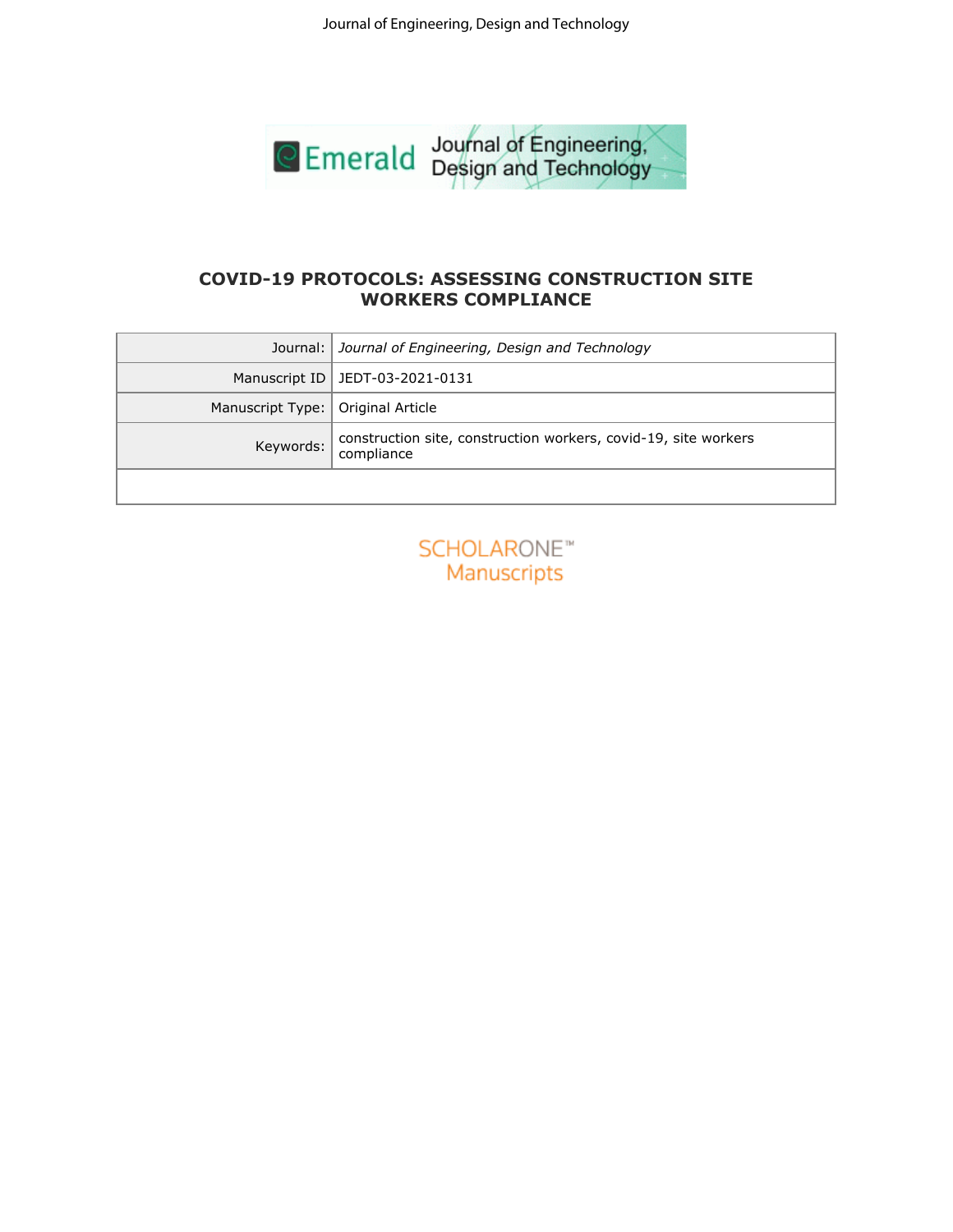# COVID-19 PROTOCOLS: ASSESSING CONSTRUCTION SITE WORKERS COMPLIANCE

| | |
|---|---|
| Journal: | *Journal of Engineering, Design and Technology* |
| Manuscript ID | JEDT-03-2021-0131 |
| Manuscript Type: | Original Article |
| Keywords: | construction site, construction workers, covid-19, site workers compliance |
| | |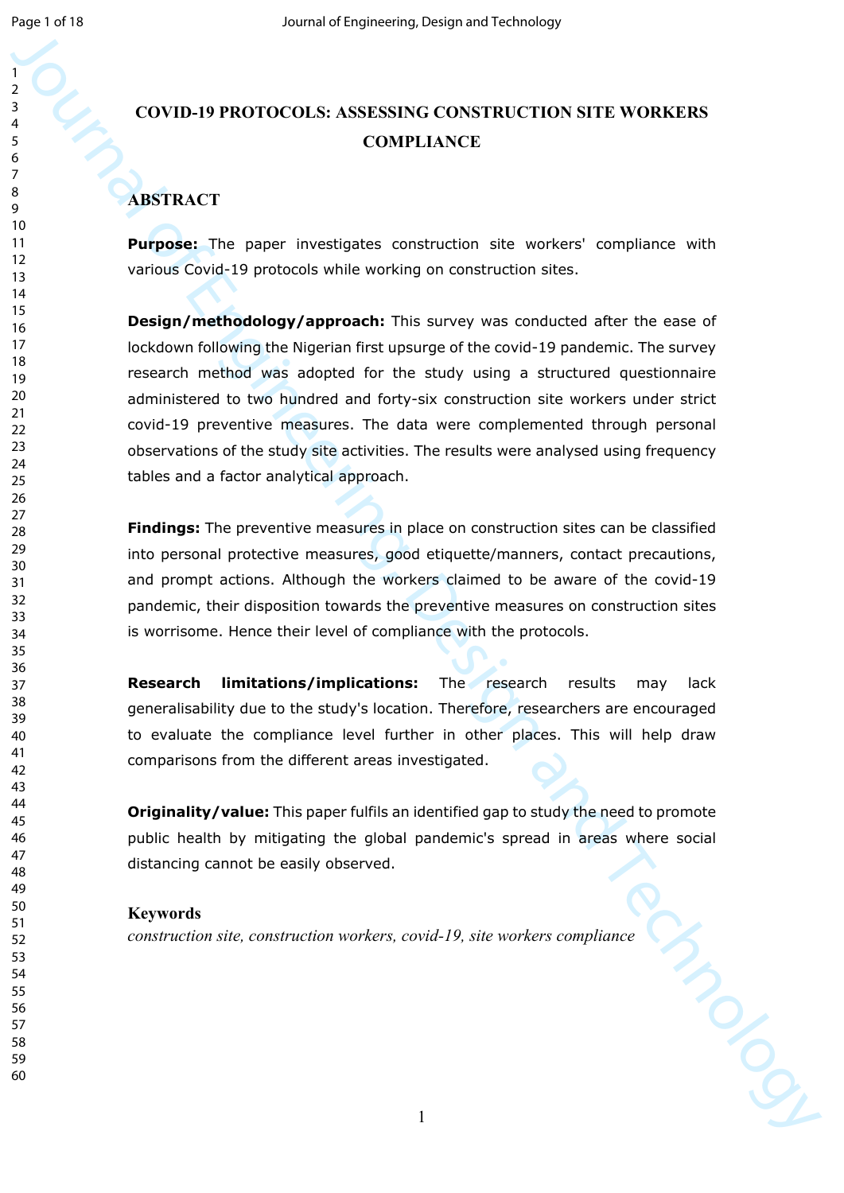# COVID-19 PROTOCOLS: ASSESSING CONSTRUCTION SITE WORKERS COMPLIANCE

## ABSTRACT

**Purpose:** The paper investigates construction site workers' compliance with various Covid-19 protocols while working on construction sites.

**Design/methodology/approach:** This survey was conducted after the ease of lockdown following the Nigerian first upsurge of the covid-19 pandemic. The survey research method was adopted for the study using a structured questionnaire administered to two hundred and forty-six construction site workers under strict covid-19 preventive measures. The data were complemented through personal observations of the study site activities. The results were analysed using frequency tables and a factor analytical approach.

**Findings:** The preventive measures in place on construction sites can be classified into personal protective measures, good etiquette/manners, contact precautions, and prompt actions. Although the workers claimed to be aware of the covid-19 pandemic, their disposition towards the preventive measures on construction sites is worrisome. Hence their level of compliance with the protocols.

**Research limitations/implications:** The research results may lack generalisability due to the study's location. Therefore, researchers are encouraged to evaluate the compliance level further in other places. This will help draw comparisons from the different areas investigated.

**Originality/value:** This paper fulfils an identified gap to study the need to promote public health by mitigating the global pandemic's spread in areas where social distancing cannot be easily observed.

### Keywords

*construction site, construction workers, covid-19, site workers compliance*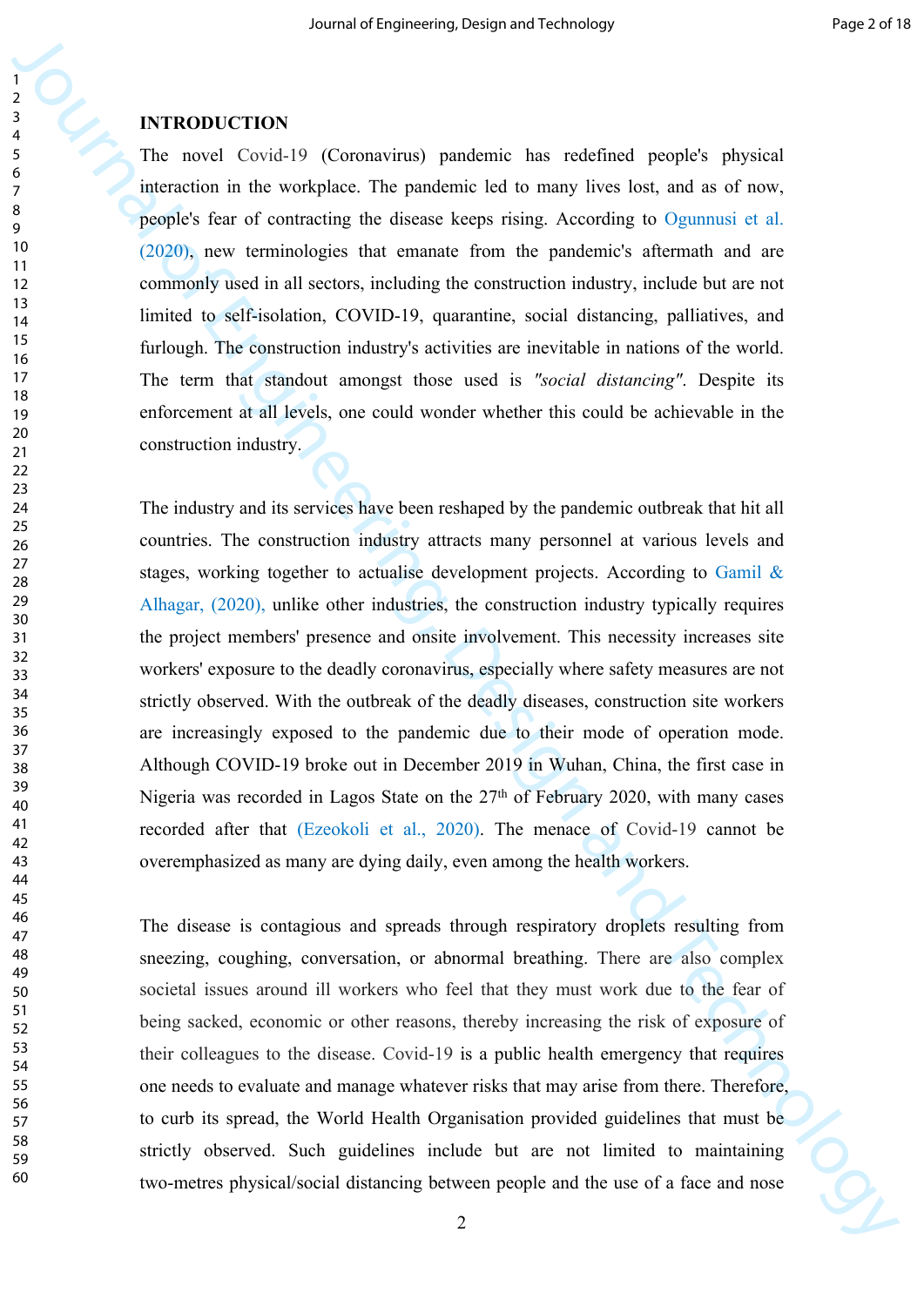## INTRODUCTION

The novel Covid-19 (Coronavirus) pandemic has redefined people's physical interaction in the workplace. The pandemic led to many lives lost, and as of now, people's fear of contracting the disease keeps rising. According to Ogunnusi et al. (2020), new terminologies that emanate from the pandemic's aftermath and are commonly used in all sectors, including the construction industry, include but are not limited to self-isolation, COVID-19, quarantine, social distancing, palliatives, and furlough. The construction industry's activities are inevitable in nations of the world. The term that standout amongst those used is *"social distancing"*. Despite its enforcement at all levels, one could wonder whether this could be achievable in the construction industry.

The industry and its services have been reshaped by the pandemic outbreak that hit all countries. The construction industry attracts many personnel at various levels and stages, working together to actualise development projects. According to Gamil & Alhagar, (2020), unlike other industries, the construction industry typically requires the project members' presence and onsite involvement. This necessity increases site workers' exposure to the deadly coronavirus, especially where safety measures are not strictly observed. With the outbreak of the deadly diseases, construction site workers are increasingly exposed to the pandemic due to their mode of operation mode. Although COVID-19 broke out in December 2019 in Wuhan, China, the first case in Nigeria was recorded in Lagos State on the 27th of February 2020, with many cases recorded after that (Ezeokoli et al., 2020). The menace of Covid-19 cannot be overemphasized as many are dying daily, even among the health workers.

The disease is contagious and spreads through respiratory droplets resulting from sneezing, coughing, conversation, or abnormal breathing. There are also complex societal issues around ill workers who feel that they must work due to the fear of being sacked, economic or other reasons, thereby increasing the risk of exposure of their colleagues to the disease. Covid-19 is a public health emergency that requires one needs to evaluate and manage whatever risks that may arise from there. Therefore, to curb its spread, the World Health Organisation provided guidelines that must be strictly observed. Such guidelines include but are not limited to maintaining two-metres physical/social distancing between people and the use of a face and nose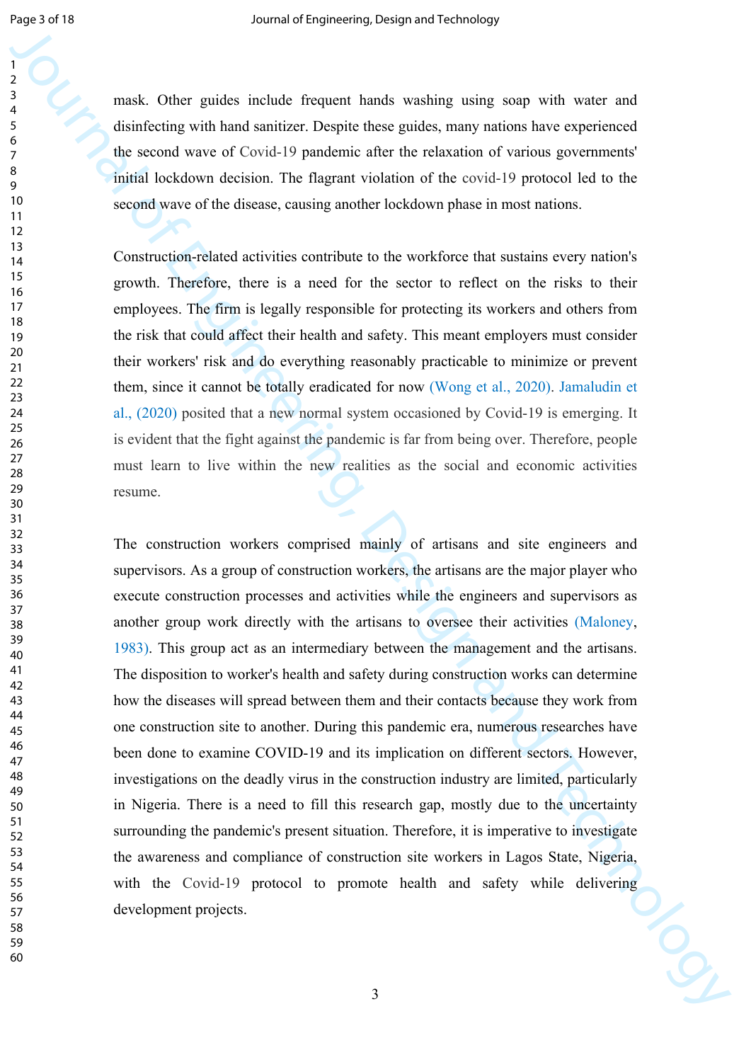mask. Other guides include frequent hands washing using soap with water and disinfecting with hand sanitizer. Despite these guides, many nations have experienced the second wave of Covid-19 pandemic after the relaxation of various governments' initial lockdown decision. The flagrant violation of the covid-19 protocol led to the second wave of the disease, causing another lockdown phase in most nations.

Construction-related activities contribute to the workforce that sustains every nation's growth. Therefore, there is a need for the sector to reflect on the risks to their employees. The firm is legally responsible for protecting its workers and others from the risk that could affect their health and safety. This meant employers must consider their workers' risk and do everything reasonably practicable to minimize or prevent them, since it cannot be totally eradicated for now (Wong et al., 2020). Jamaludin et al., (2020) posited that a new normal system occasioned by Covid-19 is emerging. It is evident that the fight against the pandemic is far from being over. Therefore, people must learn to live within the new realities as the social and economic activities resume.

The construction workers comprised mainly of artisans and site engineers and supervisors. As a group of construction workers, the artisans are the major player who execute construction processes and activities while the engineers and supervisors as another group work directly with the artisans to oversee their activities (Maloney, 1983). This group act as an intermediary between the management and the artisans. The disposition to worker's health and safety during construction works can determine how the diseases will spread between them and their contacts because they work from one construction site to another. During this pandemic era, numerous researches have been done to examine COVID-19 and its implication on different sectors. However, investigations on the deadly virus in the construction industry are limited, particularly in Nigeria. There is a need to fill this research gap, mostly due to the uncertainty surrounding the pandemic's present situation. Therefore, it is imperative to investigate the awareness and compliance of construction site workers in Lagos State, Nigeria, with the Covid-19 protocol to promote health and safety while delivering development projects.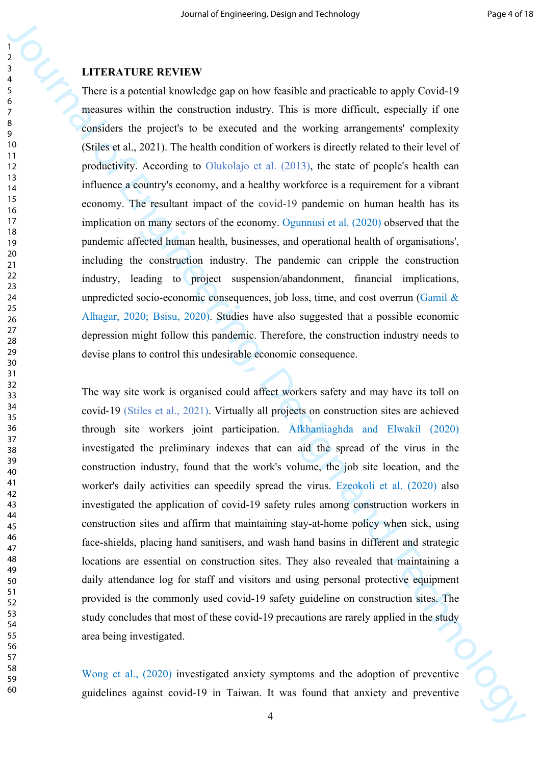## LITERATURE REVIEW

There is a potential knowledge gap on how feasible and practicable to apply Covid-19 measures within the construction industry. This is more difficult, especially if one considers the project's to be executed and the working arrangements' complexity (Stiles et al., 2021). The health condition of workers is directly related to their level of productivity. According to Olukolajo et al. (2013), the state of people's health can influence a country's economy, and a healthy workforce is a requirement for a vibrant economy. The resultant impact of the covid-19 pandemic on human health has its implication on many sectors of the economy. Ogunnusi et al. (2020) observed that the pandemic affected human health, businesses, and operational health of organisations', including the construction industry. The pandemic can cripple the construction industry, leading to project suspension/abandonment, financial implications, unpredicted socio-economic consequences, job loss, time, and cost overrun (Gamil & Alhagar, 2020; Bsisu, 2020). Studies have also suggested that a possible economic depression might follow this pandemic. Therefore, the construction industry needs to devise plans to control this undesirable economic consequence.

The way site work is organised could affect workers safety and may have its toll on covid-19 (Stiles et al., 2021). Virtually all projects on construction sites are achieved through site workers joint participation. Afkhamiaghda and Elwakil (2020) investigated the preliminary indexes that can aid the spread of the virus in the construction industry, found that the work's volume, the job site location, and the worker's daily activities can speedily spread the virus. Ezeokoli et al. (2020) also investigated the application of covid-19 safety rules among construction workers in construction sites and affirm that maintaining stay-at-home policy when sick, using face-shields, placing hand sanitisers, and wash hand basins in different and strategic locations are essential on construction sites. They also revealed that maintaining a daily attendance log for staff and visitors and using personal protective equipment provided is the commonly used covid-19 safety guideline on construction sites. The study concludes that most of these covid-19 precautions are rarely applied in the study area being investigated.

Wong et al., (2020) investigated anxiety symptoms and the adoption of preventive guidelines against covid-19 in Taiwan. It was found that anxiety and preventive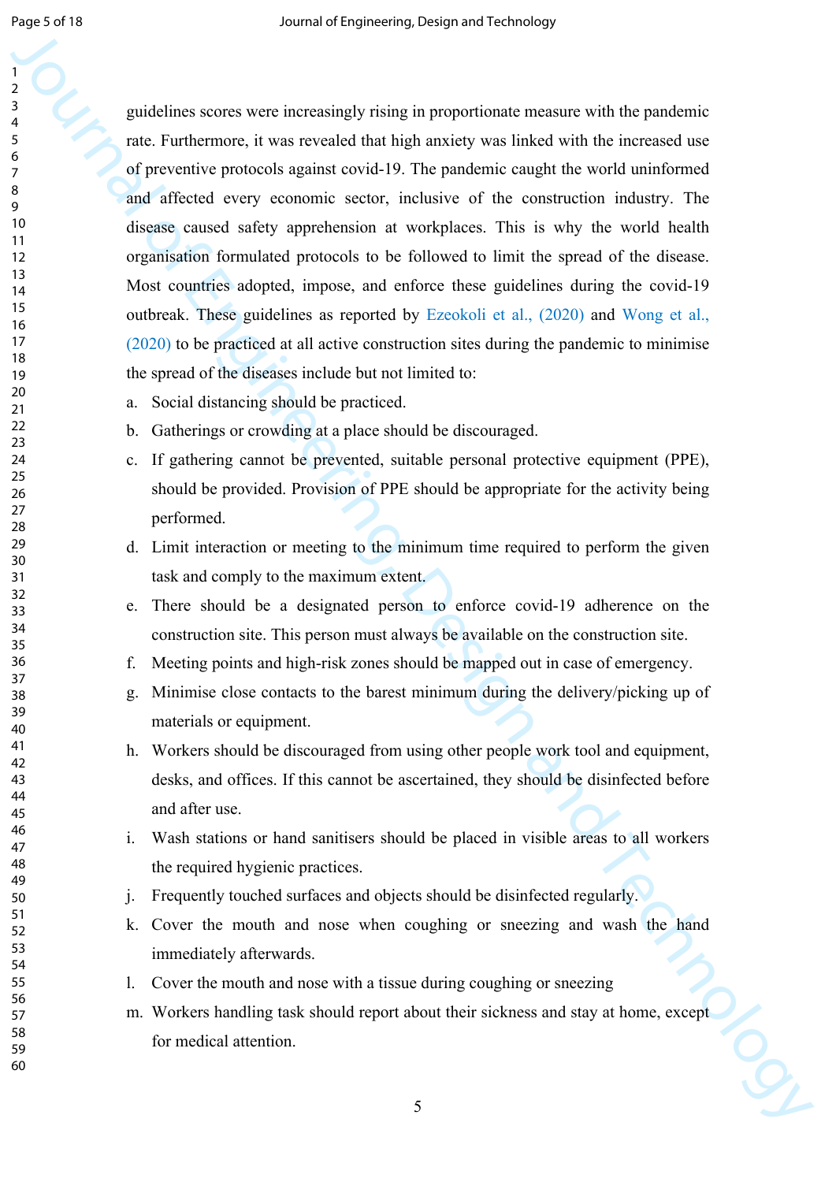guidelines scores were increasingly rising in proportionate measure with the pandemic rate. Furthermore, it was revealed that high anxiety was linked with the increased use of preventive protocols against covid-19. The pandemic caught the world uninformed and affected every economic sector, inclusive of the construction industry. The disease caused safety apprehension at workplaces. This is why the world health organisation formulated protocols to be followed to limit the spread of the disease. Most countries adopted, impose, and enforce these guidelines during the covid-19 outbreak. These guidelines as reported by Ezeokoli et al., (2020) and Wong et al., (2020) to be practiced at all active construction sites during the pandemic to minimise the spread of the diseases include but not limited to:

a. Social distancing should be practiced.
b. Gatherings or crowding at a place should be discouraged.
c. If gathering cannot be prevented, suitable personal protective equipment (PPE), should be provided. Provision of PPE should be appropriate for the activity being performed.
d. Limit interaction or meeting to the minimum time required to perform the given task and comply to the maximum extent.
e. There should be a designated person to enforce covid-19 adherence on the construction site. This person must always be available on the construction site.
f. Meeting points and high-risk zones should be mapped out in case of emergency.
g. Minimise close contacts to the barest minimum during the delivery/picking up of materials or equipment.
h. Workers should be discouraged from using other people work tool and equipment, desks, and offices. If this cannot be ascertained, they should be disinfected before and after use.
i. Wash stations or hand sanitisers should be placed in visible areas to all workers the required hygienic practices.
j. Frequently touched surfaces and objects should be disinfected regularly.
k. Cover the mouth and nose when coughing or sneezing and wash the hand immediately afterwards.
l. Cover the mouth and nose with a tissue during coughing or sneezing
m. Workers handling task should report about their sickness and stay at home, except for medical attention.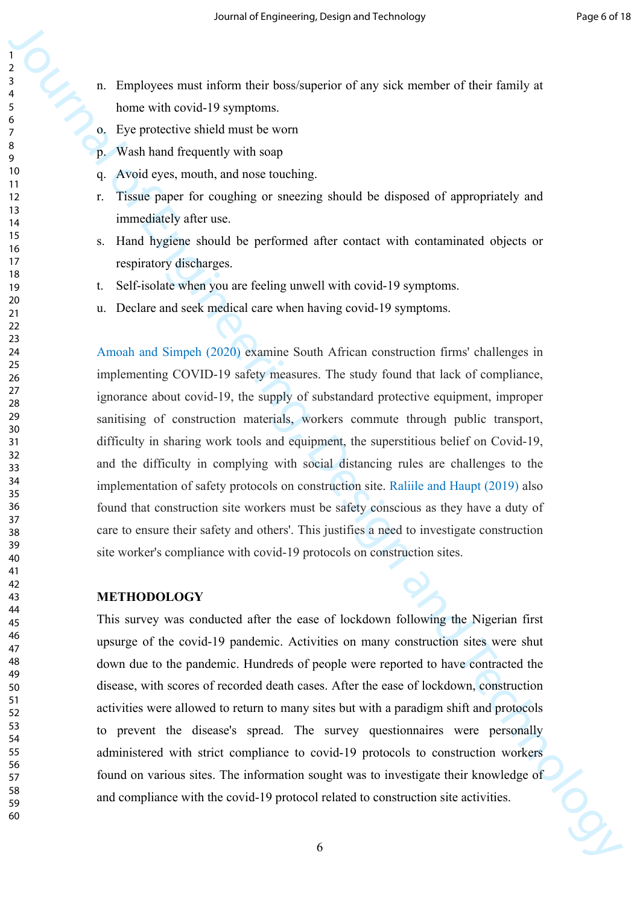n. Employees must inform their boss/superior of any sick member of their family at home with covid-19 symptoms.
o. Eye protective shield must be worn
p. Wash hand frequently with soap
q. Avoid eyes, mouth, and nose touching.
r. Tissue paper for coughing or sneezing should be disposed of appropriately and immediately after use.
s. Hand hygiene should be performed after contact with contaminated objects or respiratory discharges.
t. Self-isolate when you are feeling unwell with covid-19 symptoms.
u. Declare and seek medical care when having covid-19 symptoms.

Amoah and Simpeh (2020) examine South African construction firms' challenges in implementing COVID-19 safety measures. The study found that lack of compliance, ignorance about covid-19, the supply of substandard protective equipment, improper sanitising of construction materials, workers commute through public transport, difficulty in sharing work tools and equipment, the superstitious belief on Covid-19, and the difficulty in complying with social distancing rules are challenges to the implementation of safety protocols on construction site. Raliile and Haupt (2019) also found that construction site workers must be safety conscious as they have a duty of care to ensure their safety and others'. This justifies a need to investigate construction site worker's compliance with covid-19 protocols on construction sites.

## METHODOLOGY

This survey was conducted after the ease of lockdown following the Nigerian first upsurge of the covid-19 pandemic. Activities on many construction sites were shut down due to the pandemic. Hundreds of people were reported to have contracted the disease, with scores of recorded death cases. After the ease of lockdown, construction activities were allowed to return to many sites but with a paradigm shift and protocols to prevent the disease's spread. The survey questionnaires were personally administered with strict compliance to covid-19 protocols to construction workers found on various sites. The information sought was to investigate their knowledge of and compliance with the covid-19 protocol related to construction site activities.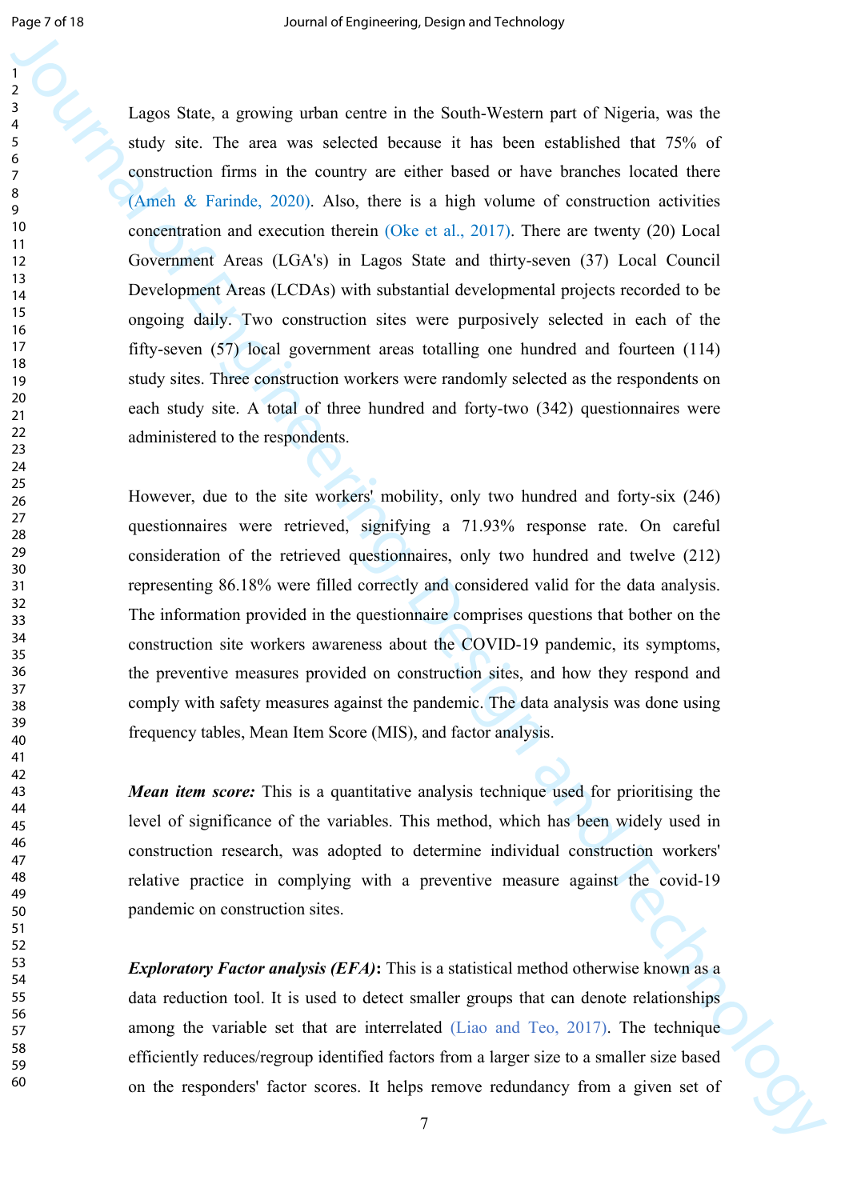Lagos State, a growing urban centre in the South-Western part of Nigeria, was the study site. The area was selected because it has been established that 75% of construction firms in the country are either based or have branches located there (Ameh & Farinde, 2020). Also, there is a high volume of construction activities concentration and execution therein (Oke et al., 2017). There are twenty (20) Local Government Areas (LGA's) in Lagos State and thirty-seven (37) Local Council Development Areas (LCDAs) with substantial developmental projects recorded to be ongoing daily. Two construction sites were purposively selected in each of the fifty-seven (57) local government areas totalling one hundred and fourteen (114) study sites. Three construction workers were randomly selected as the respondents on each study site. A total of three hundred and forty-two (342) questionnaires were administered to the respondents.

However, due to the site workers' mobility, only two hundred and forty-six (246) questionnaires were retrieved, signifying a 71.93% response rate. On careful consideration of the retrieved questionnaires, only two hundred and twelve (212) representing 86.18% were filled correctly and considered valid for the data analysis. The information provided in the questionnaire comprises questions that bother on the construction site workers awareness about the COVID-19 pandemic, its symptoms, the preventive measures provided on construction sites, and how they respond and comply with safety measures against the pandemic. The data analysis was done using frequency tables, Mean Item Score (MIS), and factor analysis.

***Mean item score:*** This is a quantitative analysis technique used for prioritising the level of significance of the variables. This method, which has been widely used in construction research, was adopted to determine individual construction workers' relative practice in complying with a preventive measure against the covid-19 pandemic on construction sites.

***Exploratory Factor analysis (EFA)*****:** This is a statistical method otherwise known as a data reduction tool. It is used to detect smaller groups that can denote relationships among the variable set that are interrelated (Liao and Teo, 2017). The technique efficiently reduces/regroup identified factors from a larger size to a smaller size based on the responders' factor scores. It helps remove redundancy from a given set of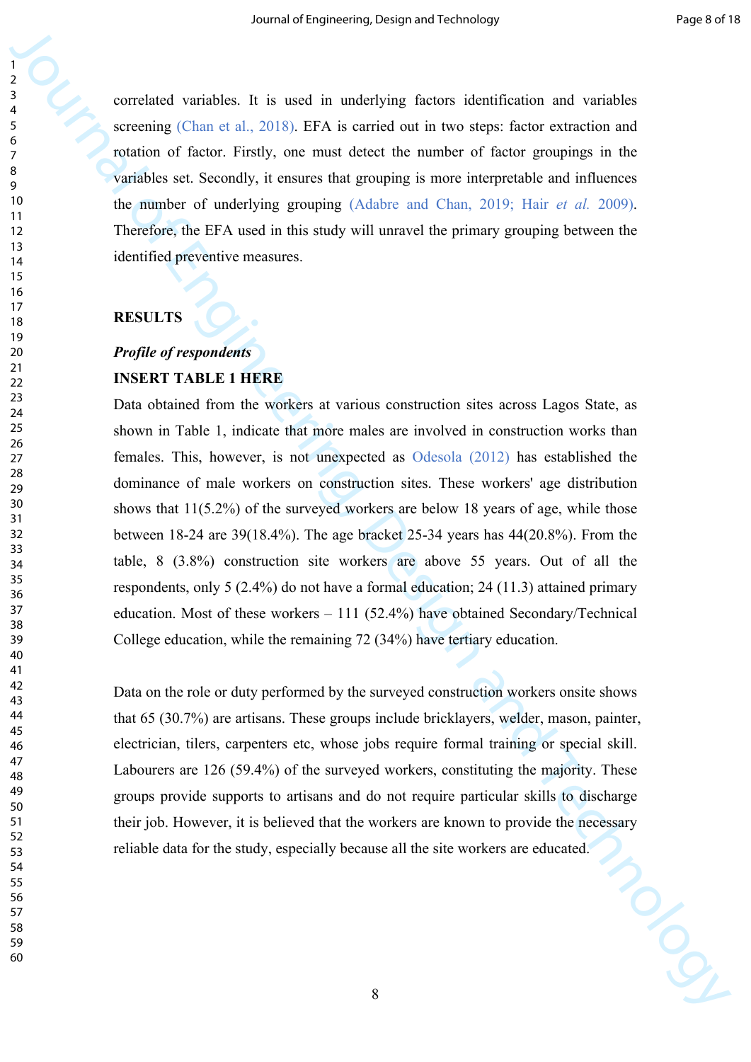correlated variables. It is used in underlying factors identification and variables screening (Chan et al., 2018). EFA is carried out in two steps: factor extraction and rotation of factor. Firstly, one must detect the number of factor groupings in the variables set. Secondly, it ensures that grouping is more interpretable and influences the number of underlying grouping (Adabre and Chan, 2019; Hair *et al.* 2009). Therefore, the EFA used in this study will unravel the primary grouping between the identified preventive measures.

## RESULTS

### *Profile of respondents*

**INSERT TABLE 1 HERE**

Data obtained from the workers at various construction sites across Lagos State, as shown in Table 1, indicate that more males are involved in construction works than females. This, however, is not unexpected as Odesola (2012) has established the dominance of male workers on construction sites. These workers' age distribution shows that 11(5.2%) of the surveyed workers are below 18 years of age, while those between 18-24 are 39(18.4%). The age bracket 25-34 years has 44(20.8%). From the table, 8 (3.8%) construction site workers are above 55 years. Out of all the respondents, only 5 (2.4%) do not have a formal education; 24 (11.3) attained primary education. Most of these workers – 111 (52.4%) have obtained Secondary/Technical College education, while the remaining 72 (34%) have tertiary education.

Data on the role or duty performed by the surveyed construction workers onsite shows that 65 (30.7%) are artisans. These groups include bricklayers, welder, mason, painter, electrician, tilers, carpenters etc, whose jobs require formal training or special skill. Labourers are 126 (59.4%) of the surveyed workers, constituting the majority. These groups provide supports to artisans and do not require particular skills to discharge their job. However, it is believed that the workers are known to provide the necessary reliable data for the study, especially because all the site workers are educated.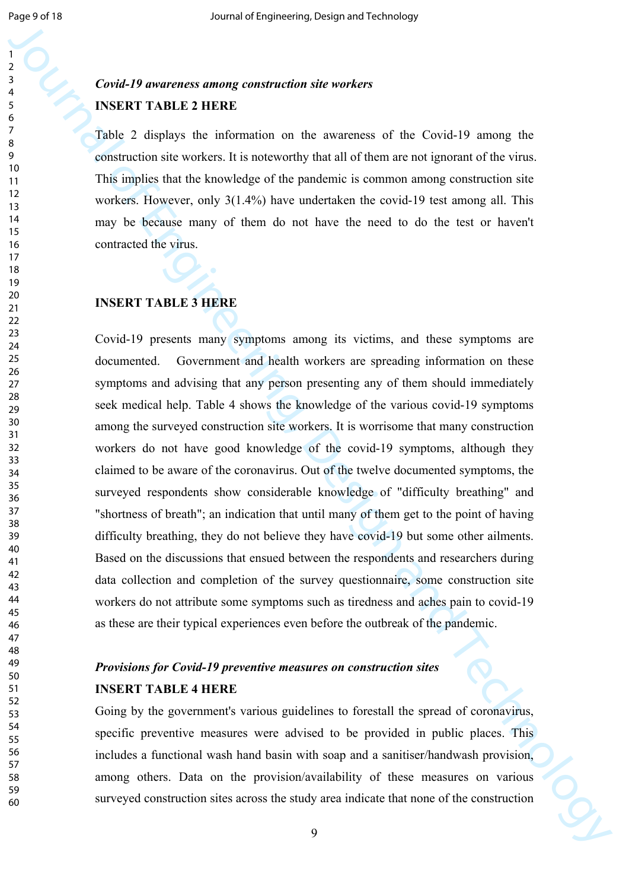***Covid-19 awareness among construction site workers***

**INSERT TABLE 2 HERE**

Table 2 displays the information on the awareness of the Covid-19 among the construction site workers. It is noteworthy that all of them are not ignorant of the virus. This implies that the knowledge of the pandemic is common among construction site workers. However, only 3(1.4%) have undertaken the covid-19 test among all. This may be because many of them do not have the need to do the test or haven't contracted the virus.

**INSERT TABLE 3 HERE**

Covid-19 presents many symptoms among its victims, and these symptoms are documented. Government and health workers are spreading information on these symptoms and advising that any person presenting any of them should immediately seek medical help. Table 4 shows the knowledge of the various covid-19 symptoms among the surveyed construction site workers. It is worrisome that many construction workers do not have good knowledge of the covid-19 symptoms, although they claimed to be aware of the coronavirus. Out of the twelve documented symptoms, the surveyed respondents show considerable knowledge of "difficulty breathing" and "shortness of breath"; an indication that until many of them get to the point of having difficulty breathing, they do not believe they have covid-19 but some other ailments. Based on the discussions that ensued between the respondents and researchers during data collection and completion of the survey questionnaire, some construction site workers do not attribute some symptoms such as tiredness and aches pain to covid-19 as these are their typical experiences even before the outbreak of the pandemic.

***Provisions for Covid-19 preventive measures on construction sites***

**INSERT TABLE 4 HERE**

Going by the government's various guidelines to forestall the spread of coronavirus, specific preventive measures were advised to be provided in public places. This includes a functional wash hand basin with soap and a sanitiser/handwash provision, among others. Data on the provision/availability of these measures on various surveyed construction sites across the study area indicate that none of the construction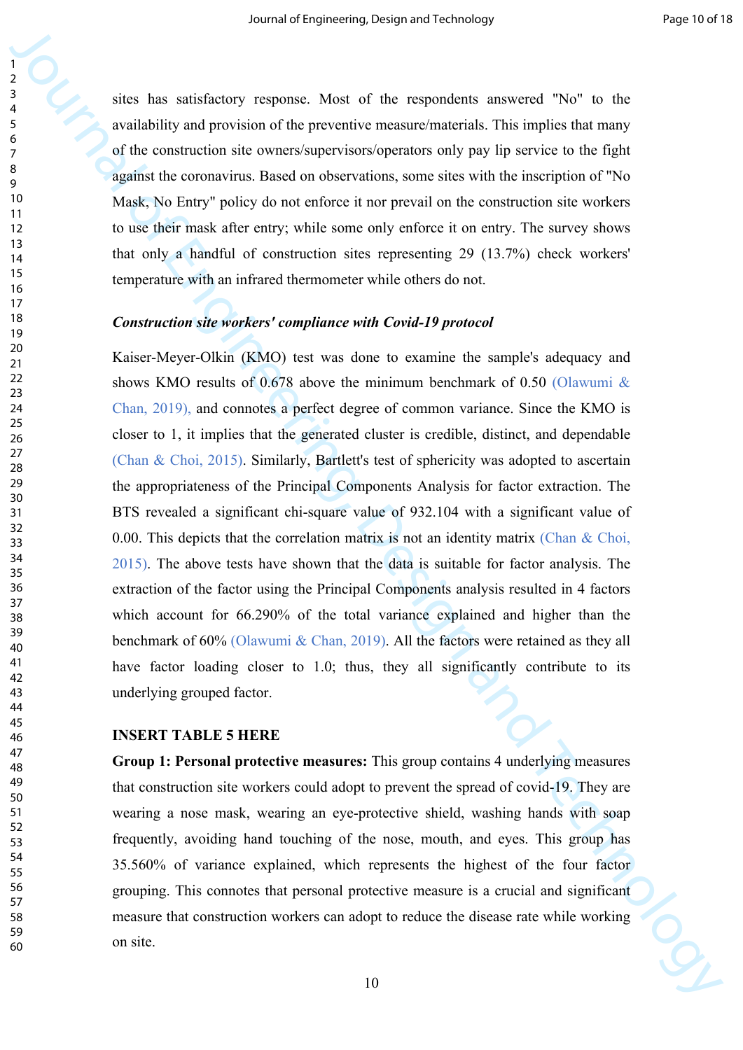sites has satisfactory response. Most of the respondents answered "No" to the availability and provision of the preventive measure/materials. This implies that many of the construction site owners/supervisors/operators only pay lip service to the fight against the coronavirus. Based on observations, some sites with the inscription of "No Mask, No Entry" policy do not enforce it nor prevail on the construction site workers to use their mask after entry; while some only enforce it on entry. The survey shows that only a handful of construction sites representing 29 (13.7%) check workers' temperature with an infrared thermometer while others do not.

***Construction site workers' compliance with Covid-19 protocol***

Kaiser-Meyer-Olkin (KMO) test was done to examine the sample's adequacy and shows KMO results of 0.678 above the minimum benchmark of 0.50 (Olawumi & Chan, 2019), and connotes a perfect degree of common variance. Since the KMO is closer to 1, it implies that the generated cluster is credible, distinct, and dependable (Chan & Choi, 2015). Similarly, Bartlett's test of sphericity was adopted to ascertain the appropriateness of the Principal Components Analysis for factor extraction. The BTS revealed a significant chi-square value of 932.104 with a significant value of 0.00. This depicts that the correlation matrix is not an identity matrix (Chan & Choi, 2015). The above tests have shown that the data is suitable for factor analysis. The extraction of the factor using the Principal Components analysis resulted in 4 factors which account for 66.290% of the total variance explained and higher than the benchmark of 60% (Olawumi & Chan, 2019). All the factors were retained as they all have factor loading closer to 1.0; thus, they all significantly contribute to its underlying grouped factor.

**INSERT TABLE 5 HERE**

**Group 1: Personal protective measures:** This group contains 4 underlying measures that construction site workers could adopt to prevent the spread of covid-19. They are wearing a nose mask, wearing an eye-protective shield, washing hands with soap frequently, avoiding hand touching of the nose, mouth, and eyes. This group has 35.560% of variance explained, which represents the highest of the four factor grouping. This connotes that personal protective measure is a crucial and significant measure that construction workers can adopt to reduce the disease rate while working on site.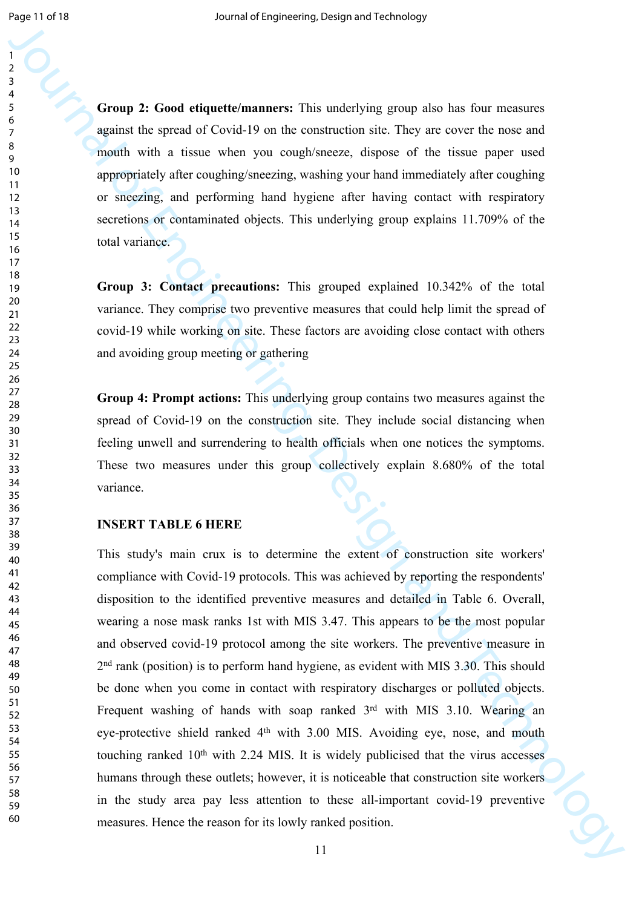**Group 2: Good etiquette/manners:** This underlying group also has four measures against the spread of Covid-19 on the construction site. They are cover the nose and mouth with a tissue when you cough/sneeze, dispose of the tissue paper used appropriately after coughing/sneezing, washing your hand immediately after coughing or sneezing, and performing hand hygiene after having contact with respiratory secretions or contaminated objects. This underlying group explains 11.709% of the total variance.

**Group 3: Contact precautions:** This grouped explained 10.342% of the total variance. They comprise two preventive measures that could help limit the spread of covid-19 while working on site. These factors are avoiding close contact with others and avoiding group meeting or gathering

**Group 4: Prompt actions:** This underlying group contains two measures against the spread of Covid-19 on the construction site. They include social distancing when feeling unwell and surrendering to health officials when one notices the symptoms. These two measures under this group collectively explain 8.680% of the total variance.

**INSERT TABLE 6 HERE**

This study's main crux is to determine the extent of construction site workers' compliance with Covid-19 protocols. This was achieved by reporting the respondents' disposition to the identified preventive measures and detailed in Table 6. Overall, wearing a nose mask ranks 1st with MIS 3.47. This appears to be the most popular and observed covid-19 protocol among the site workers. The preventive measure in 2nd rank (position) is to perform hand hygiene, as evident with MIS 3.30. This should be done when you come in contact with respiratory discharges or polluted objects. Frequent washing of hands with soap ranked 3rd with MIS 3.10. Wearing an eye-protective shield ranked 4th with 3.00 MIS. Avoiding eye, nose, and mouth touching ranked 10th with 2.24 MIS. It is widely publicised that the virus accesses humans through these outlets; however, it is noticeable that construction site workers in the study area pay less attention to these all-important covid-19 preventive measures. Hence the reason for its lowly ranked position.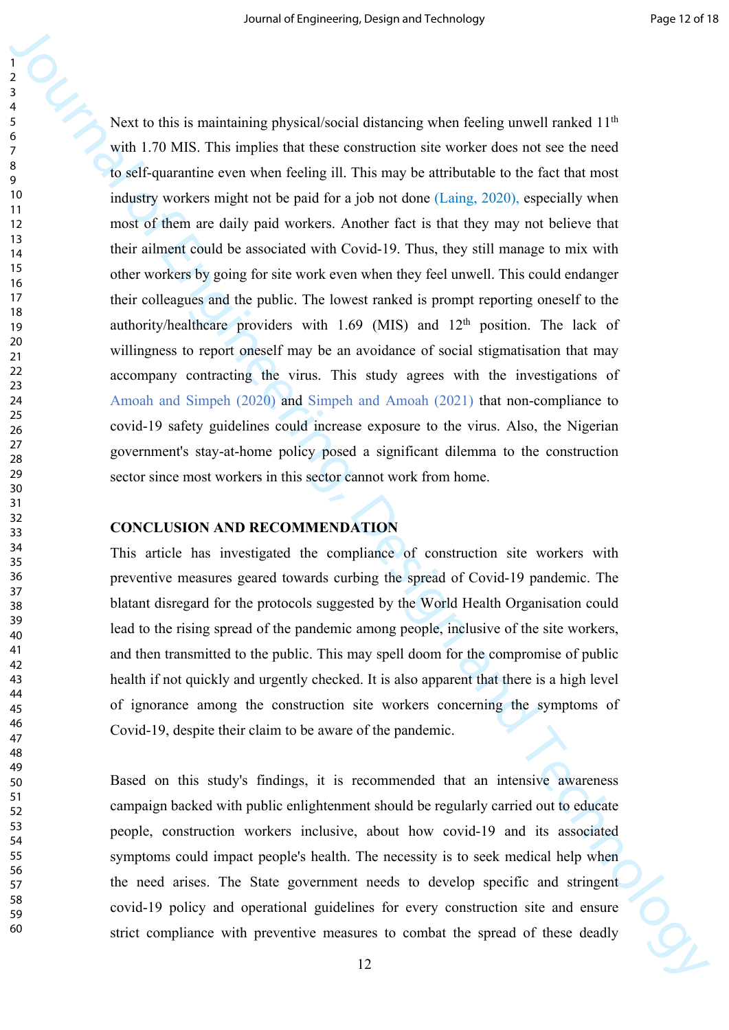Next to this is maintaining physical/social distancing when feeling unwell ranked 11th with 1.70 MIS. This implies that these construction site worker does not see the need to self-quarantine even when feeling ill. This may be attributable to the fact that most industry workers might not be paid for a job not done (Laing, 2020), especially when most of them are daily paid workers. Another fact is that they may not believe that their ailment could be associated with Covid-19. Thus, they still manage to mix with other workers by going for site work even when they feel unwell. This could endanger their colleagues and the public. The lowest ranked is prompt reporting oneself to the authority/healthcare providers with 1.69 (MIS) and 12th position. The lack of willingness to report oneself may be an avoidance of social stigmatisation that may accompany contracting the virus. This study agrees with the investigations of Amoah and Simpeh (2020) and Simpeh and Amoah (2021) that non-compliance to covid-19 safety guidelines could increase exposure to the virus. Also, the Nigerian government's stay-at-home policy posed a significant dilemma to the construction sector since most workers in this sector cannot work from home.

## CONCLUSION AND RECOMMENDATION

This article has investigated the compliance of construction site workers with preventive measures geared towards curbing the spread of Covid-19 pandemic. The blatant disregard for the protocols suggested by the World Health Organisation could lead to the rising spread of the pandemic among people, inclusive of the site workers, and then transmitted to the public. This may spell doom for the compromise of public health if not quickly and urgently checked. It is also apparent that there is a high level of ignorance among the construction site workers concerning the symptoms of Covid-19, despite their claim to be aware of the pandemic.

Based on this study's findings, it is recommended that an intensive awareness campaign backed with public enlightenment should be regularly carried out to educate people, construction workers inclusive, about how covid-19 and its associated symptoms could impact people's health. The necessity is to seek medical help when the need arises. The State government needs to develop specific and stringent covid-19 policy and operational guidelines for every construction site and ensure strict compliance with preventive measures to combat the spread of these deadly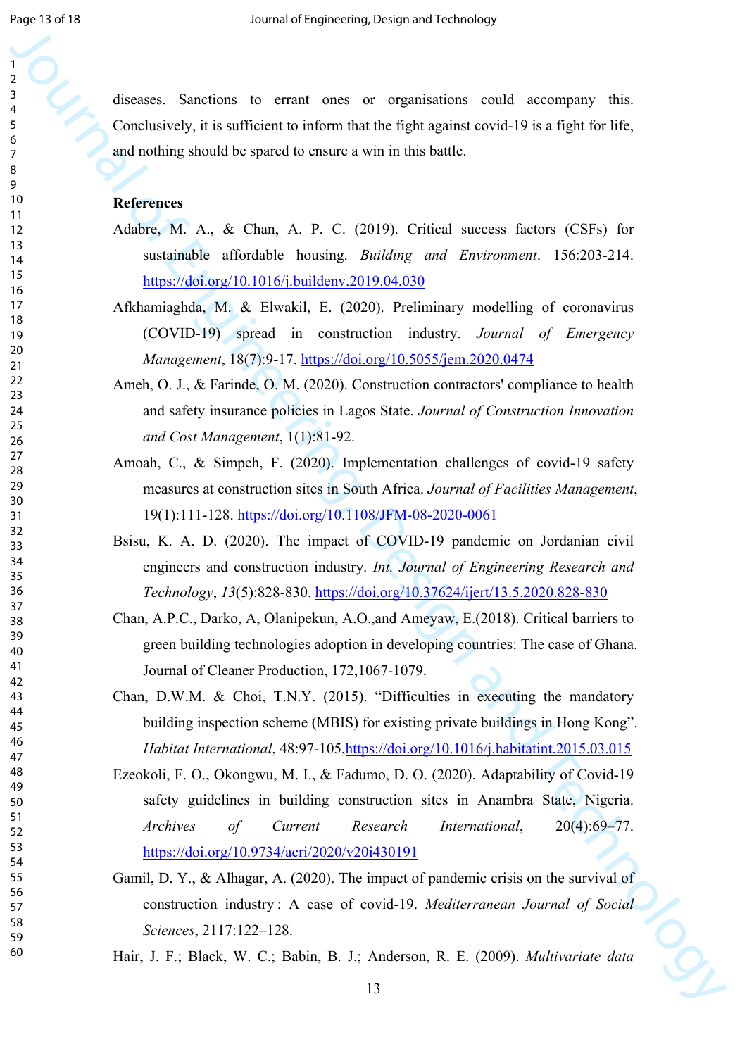diseases. Sanctions to errant ones or organisations could accompany this. Conclusively, it is sufficient to inform that the fight against covid-19 is a fight for life, and nothing should be spared to ensure a win in this battle.

## References

Adabre, M. A., & Chan, A. P. C. (2019). Critical success factors (CSFs) for sustainable affordable housing. *Building and Environment*. 156:203-214. https://doi.org/10.1016/j.buildenv.2019.04.030

Afkhamiaghda, M. & Elwakil, E. (2020). Preliminary modelling of coronavirus (COVID-19) spread in construction industry. *Journal of Emergency Management*, 18(7):9-17. https://doi.org/10.5055/jem.2020.0474

Ameh, O. J., & Farinde, O. M. (2020). Construction contractors' compliance to health and safety insurance policies in Lagos State. *Journal of Construction Innovation and Cost Management*, 1(1):81-92.

Amoah, C., & Simpeh, F. (2020). Implementation challenges of covid-19 safety measures at construction sites in South Africa. *Journal of Facilities Management*, 19(1):111-128. https://doi.org/10.1108/JFM-08-2020-0061

Bsisu, K. A. D. (2020). The impact of COVID-19 pandemic on Jordanian civil engineers and construction industry. *Int. Journal of Engineering Research and Technology*, *13*(5):828-830. https://doi.org/10.37624/ijert/13.5.2020.828-830

Chan, A.P.C., Darko, A, Olanipekun, A.O.,and Ameyaw, E.(2018). Critical barriers to green building technologies adoption in developing countries: The case of Ghana. Journal of Cleaner Production, 172,1067-1079.

Chan, D.W.M. & Choi, T.N.Y. (2015). "Difficulties in executing the mandatory building inspection scheme (MBIS) for existing private buildings in Hong Kong". *Habitat International*, 48:97-105,https://doi.org/10.1016/j.habitatint.2015.03.015

Ezeokoli, F. O., Okongwu, M. I., & Fadumo, D. O. (2020). Adaptability of Covid-19 safety guidelines in building construction sites in Anambra State, Nigeria. *Archives of Current Research International*, 20(4):69–77. https://doi.org/10.9734/acri/2020/v20i430191

Gamil, D. Y., & Alhagar, A. (2020). The impact of pandemic crisis on the survival of construction industry : A case of covid-19. *Mediterranean Journal of Social Sciences*, 2117:122–128.

Hair, J. F.; Black, W. C.; Babin, B. J.; Anderson, R. E. (2009). *Multivariate data*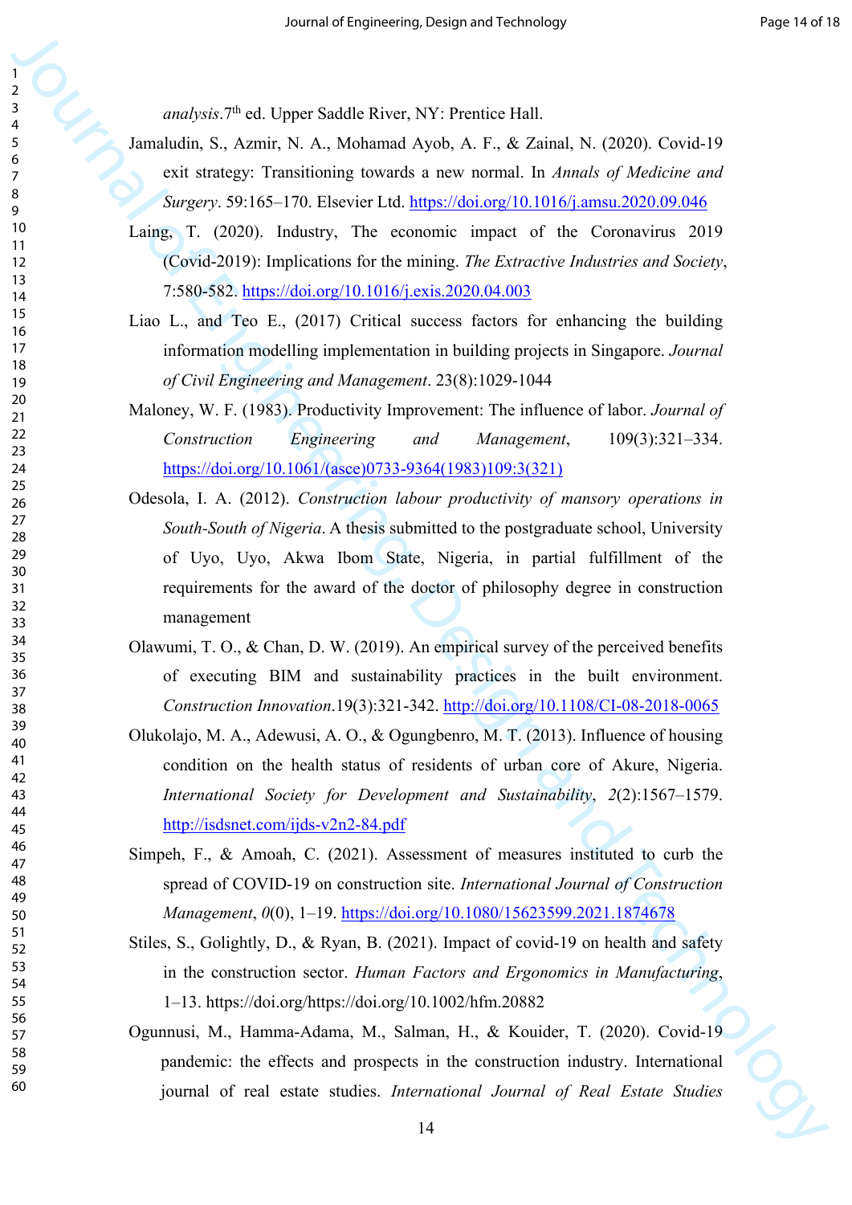*analysis*.7th ed. Upper Saddle River, NY: Prentice Hall.

Jamaludin, S., Azmir, N. A., Mohamad Ayob, A. F., & Zainal, N. (2020). Covid-19 exit strategy: Transitioning towards a new normal. In *Annals of Medicine and Surgery*. 59:165–170. Elsevier Ltd. https://doi.org/10.1016/j.amsu.2020.09.046

Laing, T. (2020). Industry, The economic impact of the Coronavirus 2019 (Covid-2019): Implications for the mining. *The Extractive Industries and Society*, 7:580-582. https://doi.org/10.1016/j.exis.2020.04.003

Liao L., and Teo E., (2017) Critical success factors for enhancing the building information modelling implementation in building projects in Singapore. *Journal of Civil Engineering and Management*. 23(8):1029-1044

Maloney, W. F. (1983). Productivity Improvement: The influence of labor. *Journal of Construction Engineering and Management*, 109(3):321–334. https://doi.org/10.1061/(asce)0733-9364(1983)109:3(321)

Odesola, I. A. (2012). *Construction labour productivity of mansory operations in South-South of Nigeria*. A thesis submitted to the postgraduate school, University of Uyo, Uyo, Akwa Ibom State, Nigeria, in partial fulfillment of the requirements for the award of the doctor of philosophy degree in construction management

Olawumi, T. O., & Chan, D. W. (2019). An empirical survey of the perceived benefits of executing BIM and sustainability practices in the built environment. *Construction Innovation*.19(3):321-342. http://doi.org/10.1108/CI-08-2018-0065

Olukolajo, M. A., Adewusi, A. O., & Ogungbenro, M. T. (2013). Influence of housing condition on the health status of residents of urban core of Akure, Nigeria. *International Society for Development and Sustainability*, *2*(2):1567–1579. http://isdsnet.com/ijds-v2n2-84.pdf

Simpeh, F., & Amoah, C. (2021). Assessment of measures instituted to curb the spread of COVID-19 on construction site. *International Journal of Construction Management*, *0*(0), 1–19. https://doi.org/10.1080/15623599.2021.1874678

Stiles, S., Golightly, D., & Ryan, B. (2021). Impact of covid-19 on health and safety in the construction sector. *Human Factors and Ergonomics in Manufacturing*, 1–13. https://doi.org/https://doi.org/10.1002/hfm.20882

Ogunnusi, M., Hamma-Adama, M., Salman, H., & Kouider, T. (2020). Covid-19 pandemic: the effects and prospects in the construction industry. International journal of real estate studies. *International Journal of Real Estate Studies*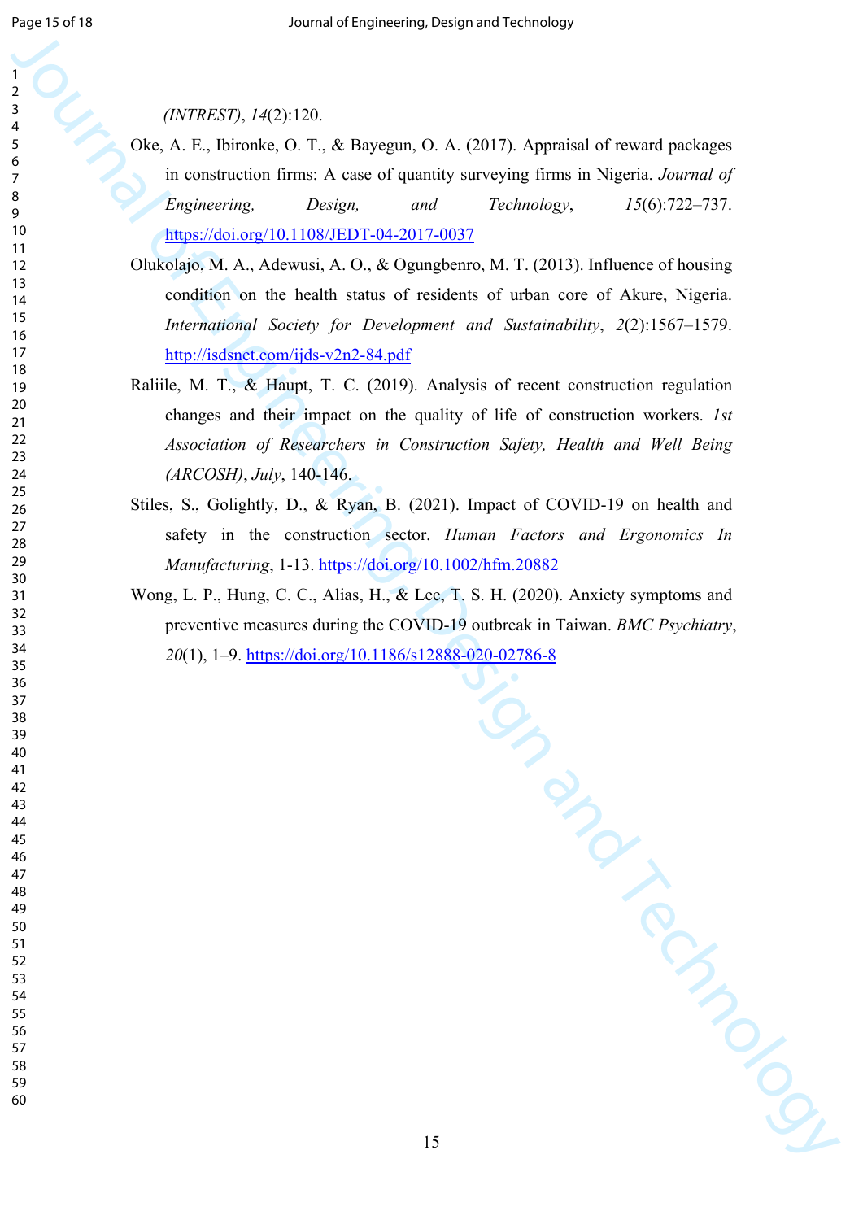*(INTREST)*, *14*(2):120.

Oke, A. E., Ibironke, O. T., & Bayegun, O. A. (2017). Appraisal of reward packages in construction firms: A case of quantity surveying firms in Nigeria. *Journal of Engineering, Design, and Technology*, *15*(6):722–737. https://doi.org/10.1108/JEDT-04-2017-0037

Olukolajo, M. A., Adewusi, A. O., & Ogungbenro, M. T. (2013). Influence of housing condition on the health status of residents of urban core of Akure, Nigeria. *International Society for Development and Sustainability*, *2*(2):1567–1579. http://isdsnet.com/ijds-v2n2-84.pdf

Raliile, M. T., & Haupt, T. C. (2019). Analysis of recent construction regulation changes and their impact on the quality of life of construction workers. *1st Association of Researchers in Construction Safety, Health and Well Being (ARCOSH)*, *July*, 140-146.

Stiles, S., Golightly, D., & Ryan, B. (2021). Impact of COVID-19 on health and safety in the construction sector. *Human Factors and Ergonomics In Manufacturing*, 1-13. https://doi.org/10.1002/hfm.20882

Wong, L. P., Hung, C. C., Alias, H., & Lee, T. S. H. (2020). Anxiety symptoms and preventive measures during the COVID-19 outbreak in Taiwan. *BMC Psychiatry*, *20*(1), 1–9. https://doi.org/10.1186/s12888-020-02786-8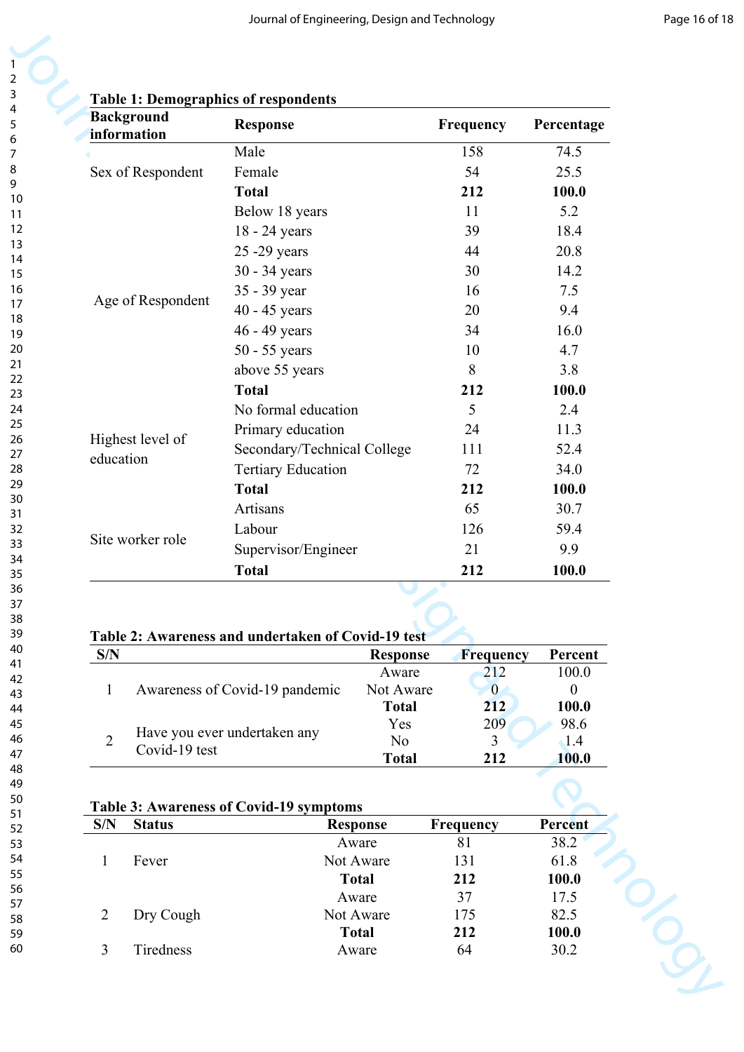**Table 1: Demographics of respondents**

| Background information | Response | Frequency | Percentage |
|---|---|---|---|
| Sex of Respondent | Male | 158 | 74.5 |
| | Female | 54 | 25.5 |
| | **Total** | **212** | **100.0** |
| Age of Respondent | Below 18 years | 11 | 5.2 |
| | 18 - 24 years | 39 | 18.4 |
| | 25 -29 years | 44 | 20.8 |
| | 30 - 34 years | 30 | 14.2 |
| | 35 - 39 year | 16 | 7.5 |
| | 40 - 45 years | 20 | 9.4 |
| | 46 - 49 years | 34 | 16.0 |
| | 50 - 55 years | 10 | 4.7 |
| | above 55 years | 8 | 3.8 |
| | **Total** | **212** | **100.0** |
| Highest level of education | No formal education | 5 | 2.4 |
| | Primary education | 24 | 11.3 |
| | Secondary/Technical College | 111 | 52.4 |
| | Tertiary Education | 72 | 34.0 |
| | **Total** | **212** | **100.0** |
| Site worker role | Artisans | 65 | 30.7 |
| | Labour | 126 | 59.4 |
| | Supervisor/Engineer | 21 | 9.9 |
| | **Total** | **212** | **100.0** |

**Table 2: Awareness and undertaken of Covid-19 test**

| S/N | | Response | Frequency | Percent |
|---|---|---|---|---|
| 1 | Awareness of Covid-19 pandemic | Aware | 212 | 100.0 |
| | | Not Aware | 0 | 0 |
| | | **Total** | **212** | **100.0** |
| 2 | Have you ever undertaken any Covid-19 test | Yes | 209 | 98.6 |
| | | No | 3 | 1.4 |
| | | **Total** | **212** | **100.0** |

**Table 3: Awareness of Covid-19 symptoms**

| S/N | Status | Response | Frequency | Percent |
|---|---|---|---|---|
| 1 | Fever | Aware | 81 | 38.2 |
| | | Not Aware | 131 | 61.8 |
| | | **Total** | **212** | **100.0** |
| 2 | Dry Cough | Aware | 37 | 17.5 |
| | | Not Aware | 175 | 82.5 |
| | | **Total** | **212** | **100.0** |
| 3 | Tiredness | Aware | 64 | 30.2 |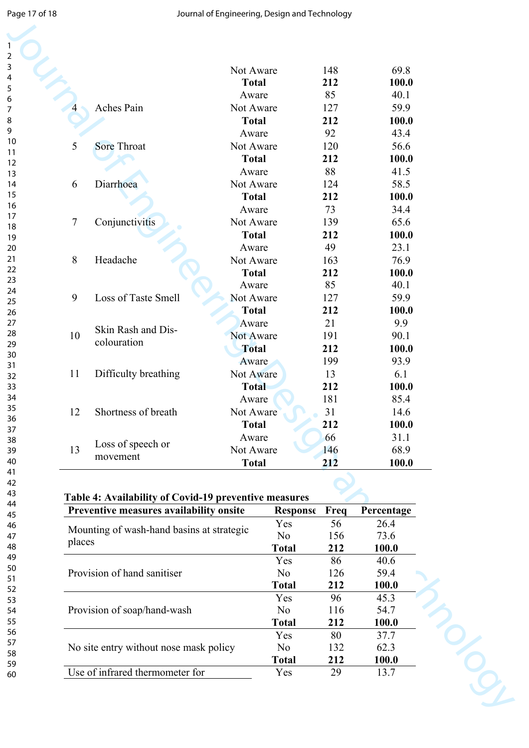| | | Not Aware | 148 | 69.8 |
|---|---|---|---|---|
| | | **Total** | **212** | **100.0** |
| 4 | Aches Pain | Aware | 85 | 40.1 |
| | | Not Aware | 127 | 59.9 |
| | | **Total** | **212** | **100.0** |
| 5 | Sore Throat | Aware | 92 | 43.4 |
| | | Not Aware | 120 | 56.6 |
| | | **Total** | **212** | **100.0** |
| 6 | Diarrhoea | Aware | 88 | 41.5 |
| | | Not Aware | 124 | 58.5 |
| | | **Total** | **212** | **100.0** |
| 7 | Conjunctivitis | Aware | 73 | 34.4 |
| | | Not Aware | 139 | 65.6 |
| | | **Total** | **212** | **100.0** |
| 8 | Headache | Aware | 49 | 23.1 |
| | | Not Aware | 163 | 76.9 |
| | | **Total** | **212** | **100.0** |
| 9 | Loss of Taste Smell | Aware | 85 | 40.1 |
| | | Not Aware | 127 | 59.9 |
| | | **Total** | **212** | **100.0** |
| 10 | Skin Rash and Dis-colouration | Aware | 21 | 9.9 |
| | | Not Aware | 191 | 90.1 |
| | | **Total** | **212** | **100.0** |
| 11 | Difficulty breathing | Aware | 199 | 93.9 |
| | | Not Aware | 13 | 6.1 |
| | | **Total** | **212** | **100.0** |
| 12 | Shortness of breath | Aware | 181 | 85.4 |
| | | Not Aware | 31 | 14.6 |
| | | **Total** | **212** | **100.0** |
| 13 | Loss of speech or movement | Aware | 66 | 31.1 |
| | | Not Aware | 146 | 68.9 |
| | | **Total** | **212** | **100.0** |

**Table 4: Availability of Covid-19 preventive measures**

| Preventive measures availability onsite | Response | Freq | Percentage |
|---|---|---|---|
| Mounting of wash-hand basins at strategic places | Yes | 56 | 26.4 |
| | No | 156 | 73.6 |
| | **Total** | **212** | **100.0** |
| Provision of hand sanitiser | Yes | 86 | 40.6 |
| | No | 126 | 59.4 |
| | **Total** | **212** | **100.0** |
| Provision of soap/hand-wash | Yes | 96 | 45.3 |
| | No | 116 | 54.7 |
| | **Total** | **212** | **100.0** |
| No site entry without nose mask policy | Yes | 80 | 37.7 |
| | No | 132 | 62.3 |
| | **Total** | **212** | **100.0** |
| Use of infrared thermometer for | Yes | 29 | 13.7 |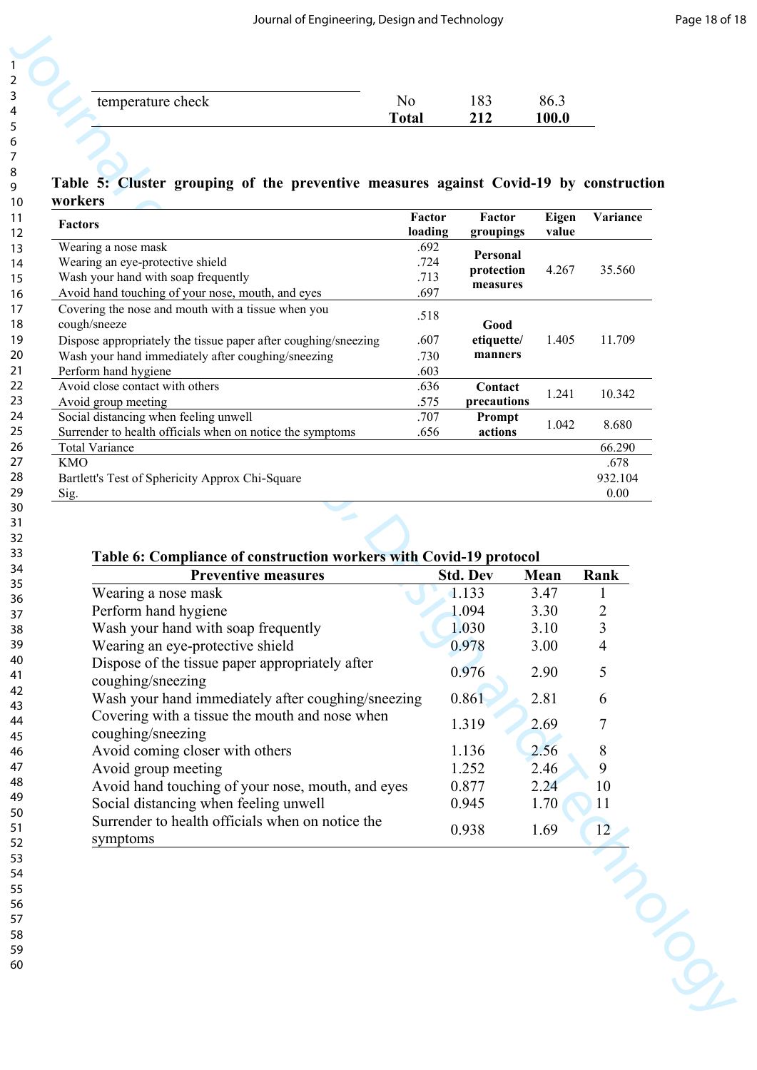| | | | |
|---|---|---|---|
| temperature check | No | 183 | 86.3 |
| | **Total** | **212** | **100.0** |

**Table 5: Cluster grouping of the preventive measures against Covid-19 by construction workers**

| Factors | Factor loading | Factor groupings | Eigen value | Variance |
|---|---|---|---|---|
| Wearing a nose mask | .692 | **Personal protection measures** | 4.267 | 35.560 |
| Wearing an eye-protective shield | .724 | | | |
| Wash your hand with soap frequently | .713 | | | |
| Avoid hand touching of your nose, mouth, and eyes | .697 | | | |
| Covering the nose and mouth with a tissue when you cough/sneeze | .518 | **Good etiquette/ manners** | 1.405 | 11.709 |
| Dispose appropriately the tissue paper after coughing/sneezing | .607 | | | |
| Wash your hand immediately after coughing/sneezing | .730 | | | |
| Perform hand hygiene | .603 | | | |
| Avoid close contact with others | .636 | **Contact precautions** | 1.241 | 10.342 |
| Avoid group meeting | .575 | | | |
| Social distancing when feeling unwell | .707 | **Prompt actions** | 1.042 | 8.680 |
| Surrender to health officials when on notice the symptoms | .656 | | | |
| Total Variance | | | | 66.290 |
| KMO | | | | .678 |
| Bartlett's Test of Sphericity Approx Chi-Square | | | | 932.104 |
| Sig. | | | | 0.00 |

**Table 6: Compliance of construction workers with Covid-19 protocol**

| Preventive measures | Std. Dev | Mean | Rank |
|---|---|---|---|
| Wearing a nose mask | 1.133 | 3.47 | 1 |
| Perform hand hygiene | 1.094 | 3.30 | 2 |
| Wash your hand with soap frequently | 1.030 | 3.10 | 3 |
| Wearing an eye-protective shield | 0.978 | 3.00 | 4 |
| Dispose of the tissue paper appropriately after coughing/sneezing | 0.976 | 2.90 | 5 |
| Wash your hand immediately after coughing/sneezing | 0.861 | 2.81 | 6 |
| Covering with a tissue the mouth and nose when coughing/sneezing | 1.319 | 2.69 | 7 |
| Avoid coming closer with others | 1.136 | 2.56 | 8 |
| Avoid group meeting | 1.252 | 2.46 | 9 |
| Avoid hand touching of your nose, mouth, and eyes | 0.877 | 2.24 | 10 |
| Social distancing when feeling unwell | 0.945 | 1.70 | 11 |
| Surrender to health officials when on notice the symptoms | 0.938 | 1.69 | 12 |